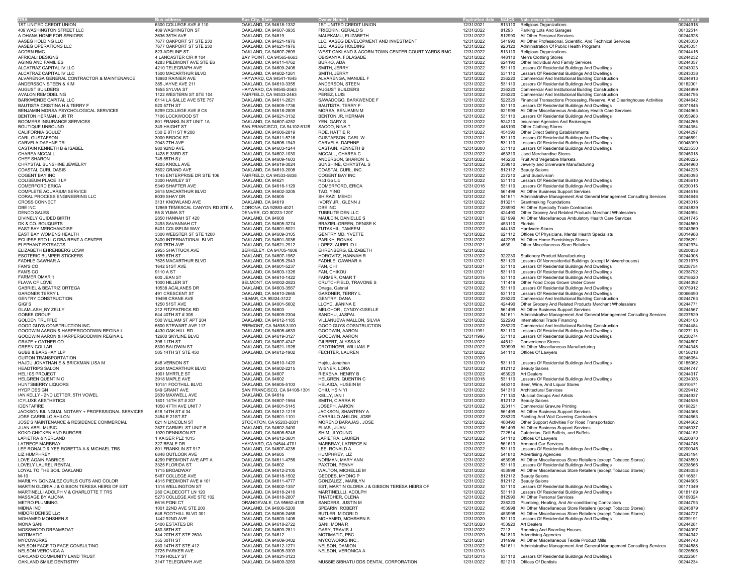| DBA | Bus address | Bus City, State | Owner Name 1 | Expiration date | NAICS | Naic description | Account # |
|---|---|---|---|---|---|---|---|
| 1ST UNITED CREDIT UNION | 6300 COLLEGE AVE # 110 | OAKLAND, CA 94618-1332 | 1ST UNITED CREDIT UNION | 12/31/2021 | 813110 | Religious Organizations | 00244918 |
| 409 WASHINGTON STREET LLC | 409 WASHINGTON ST | OAKLAND, CA 94607-3935 | FRIEDKIN, GERALD S | 12/31/2022 | 81293 | Parking Lots And Garages | 00132514 |
| A OHANA HOME FOR SENIORS | 3636 35TH AVE | OAKLAND, CA 94619 | MALEKAMU, ELIZABETH | 12/31/2022 | 812990 | All Other Personal Services | 00244928 |
| AASEG HOLDING LLC | 7677 OAKPORT ST STE 230 | OAKLAND, CA 94621-1976 | LLC, AASEG DEVELOPMENT AND INVESTMENT | 12/31/2022 | 541990 | All Other Professional, Scientific, And Technical Services | 00245050 |
| AASEG OPERATIONS LLC | 7677 OAKPORT ST STE 230 | OAKLAND, CA 94621-1976 | LLC, AASEG HOLDING | 12/31/2022 | 923120 | Administration Of Public Health Programs | 00245051 |
| ACORN RMC | 823 ADELINE ST | OAKLAND, CA 94607-2609 | WEST OAKLAND & ACORN TOWN CENTER COURT YARDS RMC | 12/31/2022 | 813110 | Religious Organizations | 00244415 |
| AFRICALI DESIGNS | 4 LANCASTER CIR # 104 | BAY POINT, CA 94565-6663 | OBISANYA, FOLASADE | 12/31/2022 | 448110 | Men's Clothing Stores | 00244232 |
| AGING AND FAMILIES | 4283 PIEDMONT AVE STE E6 | OAKLAND, CA 94611-4762 | BURKO, ADA | 12/31/2022 | 624190 | Other Individual And Family Services | 00244357 |
| ALCATRAZ CAPITAL IV LLC | 4210 TELEGRAPH AVE | OAKLAND, CA 94609-2408 | SMITH, JERRY | 12/31/2022 | 531110 | Lessors Of Residential Buildings And Dwellings | 00243023 |
| ALCATRAZ CAPITAL IV LLC | 1500 MACARTHUR BLVD | OAKLAND, CA 94602-1261 | SMITH, JERRY | 12/31/2022 | 531110 | Lessors Of Residential Buildings And Dwellings | 00243038 |
| ALVARENGA GENERAL CONTRACTOR & MAINTENANCE | 18980 RAINIER AVE | HAYWARD, CA 94541-1645 | ALVARENGA, MANUEL F | 12/31/2022 | 236220 | Commercial And Institutional Building Construction | 00244913 |
| ANDERSSON STEEN & KIM | 385 JAYNE AVE 211 | OAKLAND, CA 94610-3355 | ANDERSSON, STEEN | 12/31/2022 | 531110 | Lessors Of Residential Buildings And Dwellings | 00182001 |
| AUGUST BUILDERS | 1655 SYLVIA ST | HAYWARD, CA 94545-2563 | AUGUST BUILDERS | 12/31/2022 | 236220 | Commercial And Institutional Building Construction | 00244999 |
| AVALON REMODELING | 1122 WESTERN ST STE 104 | FAIRFIELD, CA 94533-2463 | PEREZ, LUIS | 12/31/2022 | 236220 | Commercial And Institutional Building Construction | 00244795 |
| BARKWENDE CAPITAL LLC | 6114 LA SALLE AVE STE 757 | OAKLAND, CA 94611-2821 | SAWADOGO, BARKWENDE F | 12/31/2022 | 522320 | Financial Transactions Processing, Reserve, And Clearinghouse Activities | 00244642 |
| BAUTISTA CRISTINA H & TERRY F | 520 57TH ST | OAKLAND, CA 94609-1736 | BAUTISTA, TERRY F | 12/31/2022 | 531110 | Lessors Of Residential Buildings And Dwellings | 00071845 |
| BENJAMIN MORSA PSYCHOLOGICAL SERVICES | 5299 COLLEGE AVE # C8 | OAKLAND, CA 94618-2809 | MORSA, BENJAMIN M | 12/31/2022 | 621999 | All Other Miscellaneous Ambulatory Health Care Services | 00244963 |
| BENTON HERMAN J JR TR | 7106 LOCKWOOD ST | OAKLAND, CA 94621-3132 | BENTON JR, HERMAN | 12/31/2022 | 531110 | Lessors Of Residential Buildings And Dwellings | 00055983 |
| BOOMERS INSURANCE SERVICES | 801 FRANKLIN ST UNIT 1A | OAKLAND, CA 94607-4252 | YEN, GARY S | 12/31/2022 | 524210 | Insurance Agencies And Brokerages | 00244265 |
| BOUTIQUE UNBOUND | 349 HAIGHT ST | SAN FRANCISCO, CA 94102-6128 | SACCO, NINA T | 12/31/2022 | 448190 | Other Clothing Stores | 00244354 |
| CALIFORNIA SOULE' | 530 E 8TH ST # 208 | OAKLAND, CA 94606-2819 | ROE, HATTIE R | 12/31/2022 | 454390 | Other Direct Selling Establishments | 00244297 |
| CARL GUSTAFSON | 3000 BROOK ST | OAKLAND, CA 94611-5716 | GUSTAFSON, CARL W | 12/31/2021 | 531110 | Lessors Of Residential Buildings And Dwellings | 00246591 |
| CARVELA DAPHNE TR | 2043 7TH AVE | OAKLAND, CA 94606-1943 | CARVELA, DAPHNE | 12/31/2022 | 531110 | Lessors Of Residential Buildings And Dwellings | 00048099 |
| CASTAIN KENNETH B & ISABEL | 980 92ND AVE | OAKLAND, CA 94603-1244 | CASTAIN, KENNETH B | 12/31/2000 | 531110 | Lessors Of Residential Buildings And Dwellings | 00223530 |
| CHAREA MCCALL | 1428 E 33RD ST | OAKLAND, CA 94602-1030 | MCCALL, CHAREA C | 12/31/2022 | 453310 | Used Merchandise Stores | 00245018 |
| CHEF SHARON | 745 55TH ST | OAKLAND, CA 94609-1603 | ANDERSON, SHARON L | 12/31/2022 | 445230 | Fruit And Vegetable Markets | 00240225 |
| CHRYSTAL SUNSHINE JEWELRY | 4205 KNOLL AVE | OAKLAND, CA 94619-3024 | SUNSHINE, CHRYSTAL S | 12/31/2022 | 339910 | Jewelry and Silverware Manufacturing | 00244960 |
| COASTAL CURL OASIS | 3602 GRAND AVE | OAKLAND, CA 94610-2008 | COASTAL CURL, INC. | 12/31/2022 | 812112 | Beauty Salons | 00244226 |
| COGENT BAY INC | 1745 ENTERPRISE DR STE 106 | FAIRFIELD, CA 94533-5838 | COGENT BAY INC | 12/31/2022 | 237210 | Land Subdivision | 00245093 |
| COLISEUM PLACE II LP | 3300 HAWLEY ST | OAKLAND, CA 94621 | Rcd Gp Llc | 12/31/2022 | 531110 | Lessors Of Residential Buildings And Dwellings | 00245610 |
| COMERFORD ERICA | 5349 SHAFTER AVE | OAKLAND, CA 94618-1129 | COMERFORD, ERICA | 12/31/2016 | 531110 | Lessors Of Residential Buildings And Dwellings | 00230015 |
| COMPLETE AQUARIUM SERVICE | 2615 MACARTHUR BLVD | OAKLAND, CA 94602-3205 | TAO, YING | 12/31/2022 | 561499 | All Other Business Support Services | 00244516 |
| CORAL PROCESS ENGINEERING LLC | 8039 SHAY DR | OAKLAND, CA 94605 | SHIRAZI, MEHDI | 12/31/2022 | 541611 | Administrative Management And General Management Consulting Services | 00244646 |
| CROSS CONNECT | 3131 KNOWLAND AVE | OAKLAND, CA 94619 | IVORY JR., GLENN J | 12/31/2022 | 813211 | Grantmaking Foundations | 00243016 |
| DBE INC | 12869 TEMESCAL CANYON RD STE A | CORONA, CA 92883-4021 | DBE INC | 12/31/2022 | 238990 | All Other Specialty Trade Contractors | 00243839 |
| DENCO SALES | 55 S YUMA ST | DENVER, CO 80223-1207 | TUBELITE DEN LLC | 12/31/2022 | 424490 | Other Grocery And Related Products Merchant Wholesalers | 00244994 |
| DIVINELY GUIDED BIRTH | 2850 HANNAH ST 420 | OAKLAND, CA 94608 | MAULDIN, DANIELLE S | 12/31/2021 | 621999 | All Other Miscellaneous Ambulatory Health Care Services | 00241745 |
| DK & CO. BOUQUETS | 2493 SAVANNAH CT | OAKLAND, CA 94605-3274 | BRAZIEL-GREEN, DENISE K | 12/31/2022 | 453110 | Florists | 00244560 |
| EAST BAY MERCHANDISE | 5401 COLISEUM WAY | OAKLAND, CA 94601-5021 | TUTAKHIL, TAMEEM | 12/31/2022 | 444130 | Hardware Stores | 00243969 |
| EAST BAY WOMENS HEALTH | 3300 WEBSTER ST STE 1200 | OAKLAND, CA 94609-3105 | GENTRY MD, YVETTE | 12/31/2022 | 621112 | Offices Of Physicians, Mental Health Specialists | 00014988 |
| ECLIPSE RTO LLC DBA RENT A CENTER | 3400 INTERNATIONAL BLVD | OAKLAND, CA 94601-3036 | PARIKH, RONAK | 12/31/2022 | 442299 | All Other Home Furnishings Stores | 00236291 |
| ELEPHANT EXTRACTS | 900 75TH AVE | OAKLAND, CA 94621-2912 | LOPEZ, AURELIO I | 12/31/2021 | 4539 | Other Miscellaneous Store Retailers | 00242974 |
| ELIZABETH EHRENBERG LCSW | 2955 SHATTUCK AVE | BERKELEY, CA 94705-1808 | EHRENBERG, ELIZABETH | 12/31/2022 | | | 00200838 |
| ESOTERIC BUMPER STICKERS | 1559 8TH ST | OAKLAND, CA 94607-1962 | HOROVITZ, HANNAH R | 12/31/2022 | 322230 | Stationery Product Manufacturing | 00244908 |
| FADHLE GAWHAR A | 7625 MACARTHUR BLVD | OAKLAND, CA 94605-2943 | FADHLE, GAWHAR A | 12/31/2021 | 531120 | Lessors Of Nonresidential Buildings (except Miniwarehouses) | 00231975 |
| FAN'S CO | 1642 51ST AVE | OAKLAND, CA 94601-5237 | FAN, CHI | 12/31/2021 | 531110 | Lessors Of Residential Buildings And Dwellings | 00238754 |
| FAN'S CO | 9110 A ST | OAKLAND, CA 94603-1326 | FAN, CHIKOU | 12/31/2021 | 531110 | Lessors Of Residential Buildings And Dwellings | 00238792 |
| FARMER OMAR T | 600 JEAN ST | OAKLAND, CA 94610-1422 | FARMER, OMAR T | 12/31/2015 | 531110 | Lessors Of Residential Buildings And Dwellings | 00218620 |
| FLAVA OF LOVE | 1000 HILLER ST | BELMONT, CA 94002-2823 | CRUTCHFIELD, TRAVONE S | 12/31/2022 | 111419 | Other Food Crops Grown Under Cover | 00244392 |
| GABRIEL & BEATRIZ ORTEGA | 10538 ACALANES DR | OAKLAND, CA 94603-3567 | Ortega, Gabriel | 12/31/2022 | 531110 | Lessors Of Residential Buildings And Dwellings | 00075912 |
| GARDNER TERRY L | 491 CRESCENT ST | OAKLAND, CA 94610-2665 | GARDNER, TERRY L | 12/31/2022 | 531110 | Lessors Of Residential Buildings And Dwellings | 00066690 |
| GENTRY CONSTRUCTION | 19498 CRANE AVE | HILMAR, CA 95324-3122 | GENTRY, DANA | 12/31/2022 | 236220 | Commercial And Institutional Building Construction | 00244763 |
| GIGI'S | 1250 51ST AVE | OAKLAND, CA 94601-5602 | LLOYD, JIANINA E | 12/31/2022 | 424490 | Other Grocery And Related Products Merchant Wholesalers | 00244771 |
| GLAMLASH_BY ZELLY | 212 FITZPATRICK RD | OAKLAND, CA 94603 | MELCHOR , CYNDY-GISELLE | 12/31/2021 | 561499 | All Other Business Support Services | 00244567 |
| GOBEE GROUP | 644 40TH ST # 308 | OAKLAND, CA 94609-2304 | SANDHU, JASPAL | 12/31/2022 | 541611 | Administrative Management And General Management Consulting Services | 00237529 |
| GOLDEN TRUFFLE | 500 WILLIAM ST APT 204 | OAKLAND, CA 94612-1185 | VILLANUEVA MALLON, SILVIA | 12/31/2022 | 522293 | International Trade Financing | 00243103 |
| GOOD GUYS CONSTRUCTION INC | 5500 STEWART AVE 117 | FREMONT, CA 94538-3100 | GOOD GUYS COSNTRUCTION | 12/31/2022 | 236220 | Commercial And Institutional Building Construction | 00244484 |
| GOODWIN AARON & HARPERGOODWIN REGINA L | 4430 OAK HILL RD | OAKLAND, CA 94605-4633 | GOODWIN, AARON | 12/31/1991 | 531110 | Lessors Of Residential Buildings And Dwellings | 00227113 |
| GOODWIN AARON & HARPERGOODWIN REGINA L | 12600 SKYLINE BLVD | OAKLAND, CA 94619-3127 | GOODWIN, AARON | 12/31/1996 | 531110 | Lessors Of Residential Buildings And Dwellings | 00230274 |
| GRAZE + GATHER CO. | 396 11TH ST | OAKLAND, CA 94607-4247 | GILBERT, ALYSSA K | 12/31/2022 | 44512 | Convenience Stores | 00244607 |
| GREEN COLLAR | 8300 BALDWIN ST | OAKLAND, CA 94621-1926 | CROTINGER, WILLIAM F | 12/31/2022 | 339999 | All Other Miscellaneous Manufacturing | 00244348 |
| GUBB & BARSHAY LLP | 505 14TH ST STE 450 | OAKLAND, CA 94612-1902 | FECHTER, LAUREN | 12/31/2022 | 541110 | Offices Of Lawyers | 00156218 |
| GUITON TRANSPORTATION | | | | 12/31/2020 | | | 00246054 |
| HAJDU JONATHAN E & BRICKMAN LISA M | 646 VERNON ST | OAKLAND, CA 94610-1420 | Hajdu, Jonathan | 12/31/2019 | 531110 | Lessors Of Residential Buildings And Dwellings | 00185952 |
| HEADTRIPS SALON | 2024 MACARTHUR BLVD | OAKLAND, CA 94602-2215 | WISNER, LORA | 12/31/2022 | 812112 | Beauty Salons | 00244747 |
| HEL10S PROJECT | 1901 MYRTLE ST | OAKLAND, CA 94607 | RIEKENA, HENRY B | 12/31/2022 | 453920 | Art Dealers | 00244017 |
| HELGREN QUENTIN C | 3918 MAPLE AVE | OAKLAND, CA 94602 | HELGREN, QUENTIN C | 12/31/2018 | 531110 | Lessors Of Residential Buildings And Dwellings | 00234036 |
| HUNTSBERRY LIQUORS | 10151 FOOTHILL BLVD | OAKLAND, CA 94605-5103 | HELAIQA, HUSEIN M | 12/31/2022 | 445310 | Beer, Wine, And Liquor Stores | 00010471 |
| HYDP DESIGN | 949 GRANT AVE | SAN FRANCISCO, CA 94108-1301 | CHIU, HSIN YI | 12/31/2022 | 541310 | Architectural Services | 00229412 |
| IAN KELLY - 2ND LETTER, 5TH VOWEL | 2639 MAXWELL AVE | OAKLAND, CA 94619 | KELLY, IAN I | 12/31/2020 | 711130 | Musical Groups And Artists | 00244937 |
| ICYLUXE AESTHETICS | 1801 14TH ST # 207 | OAKLAND, CA 94607-1564 | SMITH, CIARRA R | 12/31/2022 | 812112 | Beauty Salons | 00244536 |
| IDENTAFIRE | 1050 47TH AVE UNIT 7 | OAKLAND, CA 94601-5145 | JOSEPH, AARON | 12/31/2022 | 323111 | Commercial Gravure Printing | 00198221 |
| JACKSON BILINGUAL NOTARY + PROFESSIONAL SERVICES | 618 14TH ST # 34 | OAKLAND, CA 94612-1219 | JACKSON, SHANTENY A | 12/31/2022 | 561499 | All Other Business Support Services | 00244368 |
| JOSE CARRILLO AHILON | 2454 E 21ST ST | OAKLAND, CA 94601-1101 | CARRILLO AHILON, JOSE | 12/31/2022 | 238320 | Painting And Wall Covering Contractors | 00244663 |
| JOSE'S MAINTENANCE & RESIDENCE COMMERCIAL | 621 N LINCOLN ST | STOCKTON, CA 95203-2831 | MORENO BARAJAS , JOSE | 12/31/2022 | 488490 | Other Support Activities For Road Transportation | 00244662 |
| JUAN ABEL MUSIC | 2827 CARMEL ST UNIT B | OAKLAND, CA 94602-3400 | ELIAS , JUAN | 12/31/2022 | 561499 | All Other Business Support Services | 00245037 |
| KOKO CHICKEN AND BURGER | 1920 DENNISON ST | OAKLAND, CA 94606-5248 | SHIM, JI YOUNG | 12/31/2022 | 722514 | Cafeterias, Grill Buffets, and Buffets | 00244152 |
| LAPIETRA & NERLAND | 1 KAISER PLZ 1015 | OAKLAND, CA 94612-3601 | LAPIETRA, LAUREN | 12/31/2022 | 541110 | Offices Of Lawyers | 00220870 |
| LATRECE MARBRAY | 327 BEALE DR | HAYWARD, CA 94544-4701 | MARBRAY, LATRECE N | 12/31/2022 | 561613 | Armored Car Services | 00244746 |
| LEE RONALD & YEE ROBETTA A & MICHAEL TRS | 801 FRANKLIN ST 917 | OAKLAND, CA 94607-4235 | LEE, RONALD A | 12/31/2022 | 531110 | Lessors Of Residential Buildings And Dwellings | 00200045 |
| LIZ HUMPHREY | 6848 OUTLOOK AVE | OAKLAND, CA 94605 | HUMPHREY, LIZ | 12/31/2022 | 541810 | Advertising Agencies | 00243194 |
| LOVE AGAIN FABRICS | 4299 PIEDMONT AVE APT A | OAKLAND, CA 94611-4756 | NORMAN, MARY ANN | 12/31/2022 | 453998 | All Other Miscellaneous Store Retailers (except Tobacco Stores) | 00243590 |
| LOVELY LAUREL RENTAL | 3325 FLORIDA ST | OAKLAND, CA 94602 | PAXTON, PENNY | 12/31/2022 | 531110 | Lessors Of Residential Buildings And Dwellings | 00238565 |
| LOYAL TO THE SOIL OAKLAND | 1715 BROADWAY | OAKLAND, CA 94612-2105 | WALTON, MICHELLE M | 12/31/2022 | 453998 | All Other Miscellaneous Store Retailers (except Tobacco Stores) | 00245053 |
| M-10 | 5467 COLLEGE AVE | OAKLAND, CA 94618-1502 | GEDDES, MYONG P | 12/31/2022 | 812112 | Beauty Salons | 00116831 |
| MARILYN GONZALEZ CURLS CUTS AND COLOR | 4315 PIEDMONT AVE # 101 | OAKLAND, CA 94611-4777 | GONZALEZ , MARILYN | 12/31/2022 | 812112 | Beauty Salons | 00244605 |
| MARTIN GLORIA J & GIBSON TERESA HEIRS OF EST | 1315 WELLINGTON ST | OAKLAND, CA 94602-1357 | EST, MARTIN GLORIA J & GIBSON TERESA HEIRS OF | 12/31/2022 | 531110 | Lessors Of Residential Buildings And Dwellings | 00171349 |
| MARTINELLI ADOLPH V & CHARLOTTE T TRS | 280 CALDECOTT LN 120 | OAKLAND, CA 94618-2416 | MARTINELLLI, ADOLPH | 12/31/2022 | 531110 | Lessors Of Residential Buildings And Dwellings | 00181189 |
| MASSAGE BY ALIONA | 5273 COLLEGE AVE STE 102 | OAKLAND, CA 94618-2807 | THATCHER, OLENA | 12/31/2022 | 812990 | All Other Personal Services | 00169324 |
| METRO PLUMBING | 6616 PONI CT | ORANGEVALE, CA 95662-4139 | SANDERS, JUSTIN M | 12/31/2022 | 238220 | Plumbing, Heating, And Air-conditioning Contractors | 00244793 |
| MIDNA INC | 1001 22ND AVE STE 200 | OAKLAND, CA 94606-5200 | SPEARIN, ROBERT | 12/31/2022 | 453998 | All Other Miscellaneous Store Retailers (except Tobacco Stores) | 00245879 |
| MIDORI DENISE LLC | 646 FOOTHILL BLVD 301 | OAKLAND, CA 94606-2468 | BUTLER, MIDORI D | 12/31/2022 | 453998 | All Other Miscellaneous Store Retailers (except Tobacco Stores) | 00244727 |
| MOHAMED MOHSHEN S | 1442 92ND AVE | OAKLAND, CA 94603-1406 | MOHAMED, MOHSHEN S | 12/31/2020 | 531110 | Lessors Of Residential Buildings And Dwellings | 00239191 |
| MONA SANI | 5400 ESTATES DR | OAKLAND, CA 94618-2722 | SANI, MONA R | 12/31/2020 | 453920 | Art Dealers | 00244281 |
| MOSSWOOD DREAMBOAT | 480 36TH ST | OAKLAND, CA 94609-2811 | GARY, TRAVIS J | 12/31/2022 | 7213 | Rooming And Boarding Houses | 00244097 |
| MOTIMATIC | 344 20TH ST STE 260A | OAKLAND, CA 94612 | MOTIMATIC, PBC | 12/31/2022 | 541810 | Advertising Agencies | 00244342 |
| MYCOWORKS | 355 30TH ST | OAKLAND, CA 94609-3402 | MYCOWORKS INC., | 12/31/2021 | 314999 | All Other Miscellaneous Textile Product Mills | 00243743 |
| NELSON FACE TO FACE CONSULTING | 680 14TH ST STE 412 | OAKLAND, CA 94612-1271 | NELSON, DAMION | 12/31/2022 | 541611 | Administrative Management And General Management Consulting Services | 00244588 |
| NELSON VERONICA A | 2725 PARKER AVE | OAKLAND, CA 94605-3303 | NELSON, VERONICA A | 12/31/2013 | | | 00226506 |
| OAKLAND COMMUNITY LAND TRUST | 7139 HOLLY ST | OAKLAND, CA 94621-3123 | | 12/31/2013 | 531110 | Lessors Of Residential Buildings And Dwellings | 00222501 |
| OAKLAND SMILE DENTISTRY | 3147 TELEGRAPH AVE | OAKLAND, CA 94609-3263 | MUSSIE SIBHATU DDS DENTAL CORPORATION | 12/31/2022 | 621210 | Offices Of Dentists | 00244234 |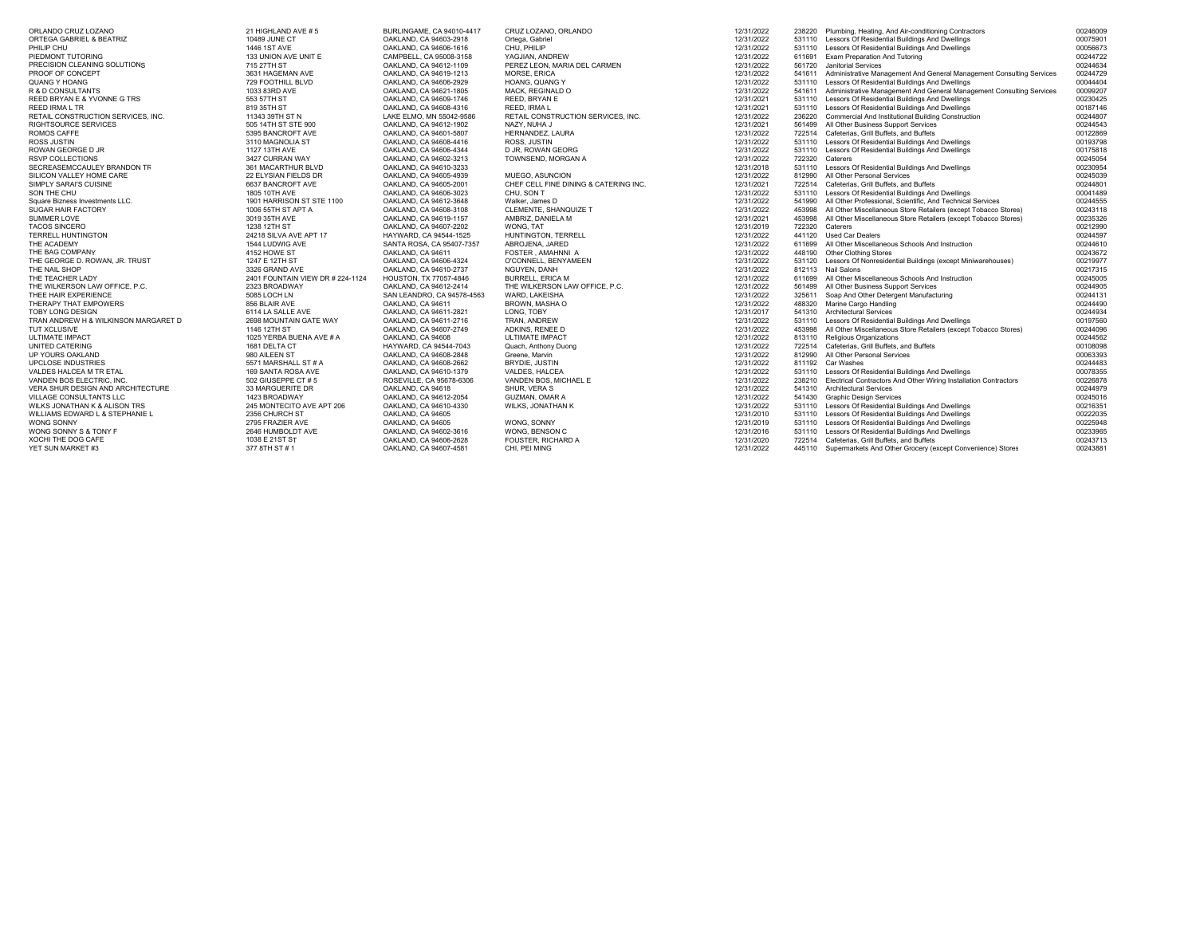| | | | | | | | |
|---|---|---|---|---|---|---|---|
| ORLANDO CRUZ LOZANO | 21 HIGHLAND AVE # 5 | BURLINGAME, CA 94010-4417 | CRUZ LOZANO, ORLANDO | 12/31/2022 | 238220 | Plumbing, Heating, And Air-conditioning Contractors | 00246009 |
| ORTEGA GABRIEL & BEATRIZ | 10489 JUNE CT | OAKLAND, CA 94603-2918 | Ortega, Gabriel | 12/31/2022 | 531110 | Lessors Of Residential Buildings And Dwellings | 00075901 |
| PHILIP CHU | 1446 1ST AVE | OAKLAND, CA 94606-1616 | CHU, PHILIP | 12/31/2022 | 531110 | Lessors Of Residential Buildings And Dwellings | 00056673 |
| PIEDMONT TUTORING | 133 UNION AVE UNIT E | CAMPBELL, CA 95008-3158 | YAGJIAN, ANDREW | 12/31/2022 | 611691 | Exam Preparation And Tutoring | 00244722 |
| PRECISION CLEANING SOLUTIONS | 715 27TH ST | OAKLAND, CA 94612-1109 | PEREZ LEON, MARIA DEL CARMEN | 12/31/2022 | 561720 | Janitorial Services | 00244634 |
| PROOF OF CONCEPT | 3631 HAGEMAN AVE | OAKLAND, CA 94619-1213 | MORSE, ERICA | 12/31/2022 | 541611 | Administrative Management And General Management Consulting Services | 00244729 |
| QUANG Y HOANG | 729 FOOTHILL BLVD | OAKLAND, CA 94606-2929 | HOANG, QUANG Y | 12/31/2022 | 531110 | Lessors Of Residential Buildings And Dwellings | 00044404 |
| R & D CONSULTANTS | 1033 83RD AVE | OAKLAND, CA 94621-1805 | MACK, REGINALD O | 12/31/2022 | 541611 | Administrative Management And General Management Consulting Services | 00099207 |
| REED BRYAN E & YVONNE G TRS | 553 57TH ST | OAKLAND, CA 94609-1746 | REED, BRYAN E | 12/31/2021 | 531110 | Lessors Of Residential Buildings And Dwellings | 00230425 |
| REED IRMA L TR | 819 35TH ST | OAKLAND, CA 94608-4316 | REED, IRMA L | 12/31/2021 | 531110 | Lessors Of Residential Buildings And Dwellings | 00187146 |
| RETAIL CONSTRUCTION SERVICES, INC. | 11343 39TH ST N | LAKE ELMO, MN 55042-9586 | RETAIL CONSTRUCTION SERVICES, INC. | 12/31/2022 | 236220 | Commercial And Institutional Building Construction | 00244807 |
| RIGHTSOURCE SERVICES | 505 14TH ST STE 900 | OAKLAND, CA 94612-1902 | NAZY, NUHA J | 12/31/2021 | 561499 | All Other Business Support Services | 00244543 |
| ROMOS CAFFE | 5395 BANCROFT AVE | OAKLAND, CA 94601-5807 | HERNANDEZ, LAURA | 12/31/2022 | 722514 | Cafeterias, Grill Buffets, and Buffets | 00122869 |
| ROSS JUSTIN | 3110 MAGNOLIA ST | OAKLAND, CA 94608-4416 | ROSS, JUSTIN | 12/31/2022 | 531110 | Lessors Of Residential Buildings And Dwellings | 00193798 |
| ROWAN GEORGE D JR | 1127 13TH AVE | OAKLAND, CA 94606-4344 | D JR, ROWAN GEORG | 12/31/2022 | 531110 | Lessors Of Residential Buildings And Dwellings | 00175818 |
| RSVP COLLECTIONS | 3427 CURRAN WAY | OAKLAND, CA 94602-3213 | TOWNSEND, MORGAN A | 12/31/2022 | 722320 | Caterers | 00245054 |
| SECREASEMCCAULEY BRANDON TR | 361 MACARTHUR BLVD | OAKLAND, CA 94610-3233 | | 12/31/2018 | 531110 | Lessors Of Residential Buildings And Dwellings | 00230954 |
| SILICON VALLEY HOME CARE | 22 ELYSIAN FIELDS DR | OAKLAND, CA 94605-4939 | MUEGO, ASUNCION | 12/31/2022 | 812990 | All Other Personal Services | 00245039 |
| SIMPLY SARAI'S CUISINE | 6637 BANCROFT AVE | OAKLAND, CA 94605-2001 | CHEF CELL FINE DINING & CATERING INC. | 12/31/2021 | 722514 | Cafeterias, Grill Buffets, and Buffets | 00244801 |
| SON THE CHU | 1805 10TH AVE | OAKLAND, CA 94606-3023 | CHU, SON T | 12/31/2022 | 531110 | Lessors Of Residential Buildings And Dwellings | 00041489 |
| Square Bizness Investments LLC. | 1901 HARRISON ST STE 1100 | OAKLAND, CA 94612-3648 | Walker, James D | 12/31/2022 | 541990 | All Other Professional, Scientific, And Technical Services | 00244555 |
| SUGAR HAIR FACTORY | 1006 55TH ST APT A | OAKLAND, CA 94608-3108 | CLEMENTE, SHANQUIZE T | 12/31/2022 | 453998 | All Other Miscellaneous Store Retailers (except Tobacco Stores) | 00243118 |
| SUMMER LOVE | 3019 35TH AVE | OAKLAND, CA 94619-1157 | AMBRIZ, DANIELA M | 12/31/2021 | 453998 | All Other Miscellaneous Store Retailers (except Tobacco Stores) | 00235326 |
| TACOS SINCERO | 1238 12TH ST | OAKLAND, CA 94607-2202 | WONG, TAT | 12/31/2019 | 722320 | Caterers | 00212990 |
| TERRELL HUNTINGTON | 24218 SILVA AVE APT 17 | HAYWARD, CA 94544-1525 | HUNTINGTON, TERRELL | 12/31/2022 | 441120 | Used Car Dealers | 00244597 |
| THE ACADEMY | 1544 LUDWIG AVE | SANTA ROSA, CA 95407-7357 | ABROJENA, JARED | 12/31/2022 | 611699 | All Other Miscellaneous Schools And Instruction | 00244610 |
| THE BAG COMPANY | 4152 HOWE ST | OAKLAND, CA 94611 | FOSTER , AMAHNNI A | 12/31/2022 | 448190 | Other Clothing Stores | 00243672 |
| THE GEORGE D. ROWAN, JR. TRUST | 1247 E 12TH ST | OAKLAND, CA 94606-4324 | O'CONNELL, BENYAMEEN | 12/31/2022 | 531120 | Lessors Of Nonresidential Buildings (except Miniwarehouses) | 00219977 |
| THE NAIL SHOP | 3326 GRAND AVE | OAKLAND, CA 94610-2737 | NGUYEN, DANH | 12/31/2022 | 812113 | Nail Salons | 00217315 |
| THE TEACHER LADY | 2401 FOUNTAIN VIEW DR # 224-1124 | HOUSTON, TX 77057-4846 | BURRELL, ERICA M | 12/31/2022 | 611699 | All Other Miscellaneous Schools And Instruction | 00245005 |
| THE WILKERSON LAW OFFICE, P.C. | 2323 BROADWAY | OAKLAND, CA 94612-2414 | THE WILKERSON LAW OFFICE, P.C. | 12/31/2022 | 561499 | All Other Business Support Services | 00244905 |
| THEE HAIR EXPERIENCE | 5085 LOCH LN | SAN LEANDRO, CA 94578-4563 | WARD, LAKEISHA | 12/31/2022 | 325611 | Soap And Other Detergent Manufacturing | 00244131 |
| THERAPY THAT EMPOWERS | 856 BLAIR AVE | OAKLAND, CA 94611 | BROWN, MASHA O | 12/31/2022 | 488320 | Marine Cargo Handling | 00244490 |
| TOBY LONG DESIGN | 6114 LA SALLE AVE | OAKLAND, CA 94611-2821 | LONG, TOBY | 12/31/2017 | 541310 | Architectural Services | 00244934 |
| TRAN ANDREW H & WILKINSON MARGARET D | 2698 MOUNTAIN GATE WAY | OAKLAND, CA 94611-2716 | TRAN, ANDREW | 12/31/2022 | 531110 | Lessors Of Residential Buildings And Dwellings | 00197560 |
| TUT XCLUSIVE | 1146 12TH ST | OAKLAND, CA 94607-2749 | ADKINS, RENEE D | 12/31/2022 | 453998 | All Other Miscellaneous Store Retailers (except Tobacco Stores) | 00244096 |
| ULTIMATE IMPACT | 1025 YERBA BUENA AVE # A | OAKLAND, CA 94608 | ULTIMATE IMPACT | 12/31/2022 | 813110 | Religious Organizations | 00244562 |
| UNITED CATERING | 1681 DELTA CT | HAYWARD, CA 94544-7043 | Quach, Anthony Duong | 12/31/2022 | 722514 | Cafeterias, Grill Buffets, and Buffets | 00108098 |
| UP YOURS OAKLAND | 980 AILEEN ST | OAKLAND, CA 94608-2848 | Greene, Marvin | 12/31/2022 | 812990 | All Other Personal Services | 00063393 |
| UPCLOSE INDUSTRIES | 5571 MARSHALL ST # A | OAKLAND, CA 94608-2662 | BRYDIE, JUSTIN | 12/31/2022 | 811192 | Car Washes | 00244483 |
| VALDES HALCEA M TR ETAL | 169 SANTA ROSA AVE | OAKLAND, CA 94610-1379 | VALDES, HALCEA | 12/31/2022 | 531110 | Lessors Of Residential Buildings And Dwellings | 00078355 |
| VANDEN BOS ELECTRIC, INC. | 502 GIUSEPPE CT # 5 | ROSEVILLE, CA 95678-6306 | VANDEN BOS, MICHAEL E | 12/31/2022 | 238210 | Electrical Contractors And Other Wiring Installation Contractors | 00226878 |
| VERA SHUR DESIGN AND ARCHITECTURE | 33 MARGUERITE DR | OAKLAND, CA 94618 | SHUR, VERA S | 12/31/2022 | 541310 | Architectural Services | 00244979 |
| VILLAGE CONSULTANTS LLC | 1423 BROADWAY | OAKLAND, CA 94612-2054 | GUZMAN, OMAR A | 12/31/2022 | 541430 | Graphic Design Services | 00245016 |
| WILKS JONATHAN K & ALISON TRS | 245 MONTECITO AVE APT 206 | OAKLAND, CA 94610-4330 | WILKS, JONATHAN K | 12/31/2022 | 531110 | Lessors Of Residential Buildings And Dwellings | 00216351 |
| WILLIAMS EDWARD L & STEPHANIE L | 2356 CHURCH ST | OAKLAND, CA 94605 | | 12/31/2010 | 531110 | Lessors Of Residential Buildings And Dwellings | 00222035 |
| WONG SONNY | 2795 FRAZIER AVE | OAKLAND, CA 94605 | WONG, SONNY | 12/31/2019 | 531110 | Lessors Of Residential Buildings And Dwellings | 00225948 |
| WONG SONNY S & TONY F | 2646 HUMBOLDT AVE | OAKLAND, CA 94602-3616 | WONG, BENSON C | 12/31/2016 | 531110 | Lessors Of Residential Buildings And Dwellings | 00233965 |
| XOCHI THE DOG CAFE | 1038 E 21ST ST | OAKLAND, CA 94606-2628 | FOUSTER, RICHARD A | 12/31/2020 | 722514 | Cafeterias, Grill Buffets, and Buffets | 00243713 |
| YET SUN MARKET #3 | 377 8TH ST # 1 | OAKLAND, CA 94607-4581 | CHI, PEI MING | 12/31/2022 | 445110 | Supermarkets And Other Grocery (except Convenience) Stores | 00243881 |